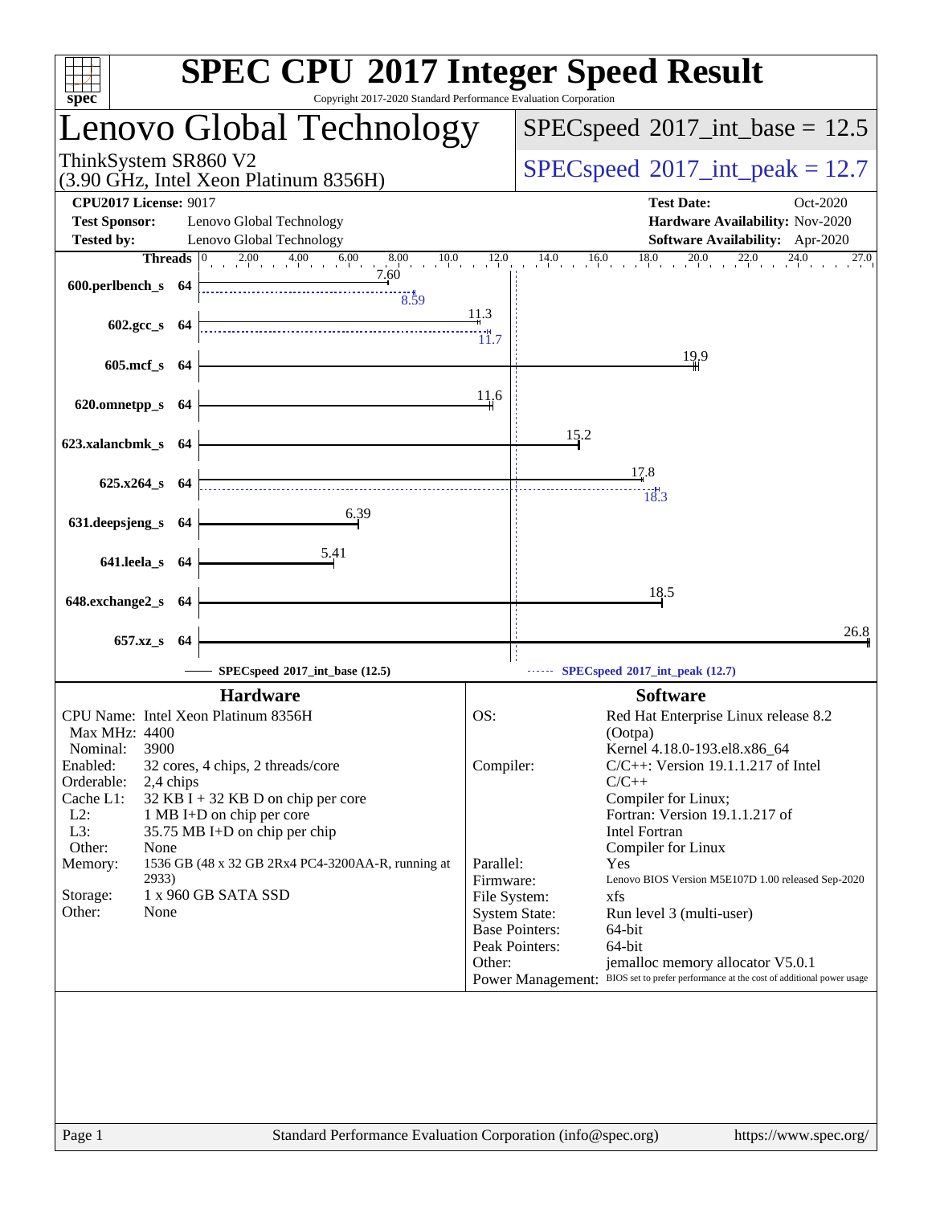# SPEC CPU 2017 Integer Speed Result

Copyright 2017-2020 Standard Performance Evaluation Corporation

## Lenovo Global Technology

ThinkSystem SR860 V2
(3.90 GHz, Intel Xeon Platinum 8356H)

SPECspeed 2017_int_base = 12.5

SPECspeed 2017_int_peak = 12.7

| | | | |
|---|---|---|---|
| **CPU2017 License:** | 9017 | **Test Date:** | Oct-2020 |
| **Test Sponsor:** | Lenovo Global Technology | **Hardware Availability:** | Nov-2020 |
| **Tested by:** | Lenovo Global Technology | **Software Availability:** | Apr-2020 |

| Benchmark | Threads | Base | Peak |
|---|---|---|---|
| 600.perlbench_s | 64 | 7.60 | 8.59 |
| 602.gcc_s | 64 | 11.3 | 11.7 |
| 605.mcf_s | 64 | 19.9 | |
| 620.omnetpp_s | 64 | 11.6 | |
| 623.xalancbmk_s | 64 | 15.2 | |
| 625.x264_s | 64 | 17.8 | 18.3 |
| 631.deepsjeng_s | 64 | 6.39 | |
| 641.leela_s | 64 | 5.41 | |
| 648.exchange2_s | 64 | 18.5 | |
| 657.xz_s | 64 | 26.8 | |

SPECspeed 2017_int_base (12.5) —— SPECspeed 2017_int_peak (12.7)

### Hardware

- **CPU Name:** Intel Xeon Platinum 8356H
- **Max MHz:** 4400
- **Nominal:** 3900
- **Enabled:** 32 cores, 4 chips, 2 threads/core
- **Orderable:** 2,4 chips
- **Cache L1:** 32 KB I + 32 KB D on chip per core
- **L2:** 1 MB I+D on chip per core
- **L3:** 35.75 MB I+D on chip per chip
- **Other:** None
- **Memory:** 1536 GB (48 x 32 GB 2Rx4 PC4-3200AA-R, running at 2933)
- **Storage:** 1 x 960 GB SATA SSD
- **Other:** None

### Software

- **OS:** Red Hat Enterprise Linux release 8.2 (Ootpa) Kernel 4.18.0-193.el8.x86_64
- **Compiler:** C/C++: Version 19.1.1.217 of Intel C/C++ Compiler for Linux; Fortran: Version 19.1.1.217 of Intel Fortran Compiler for Linux
- **Parallel:** Yes
- **Firmware:** Lenovo BIOS Version M5E107D 1.00 released Sep-2020
- **File System:** xfs
- **System State:** Run level 3 (multi-user)
- **Base Pointers:** 64-bit
- **Peak Pointers:** 64-bit
- **Other:** jemalloc memory allocator V5.0.1
- **Power Management:** BIOS set to prefer performance at the cost of additional power usage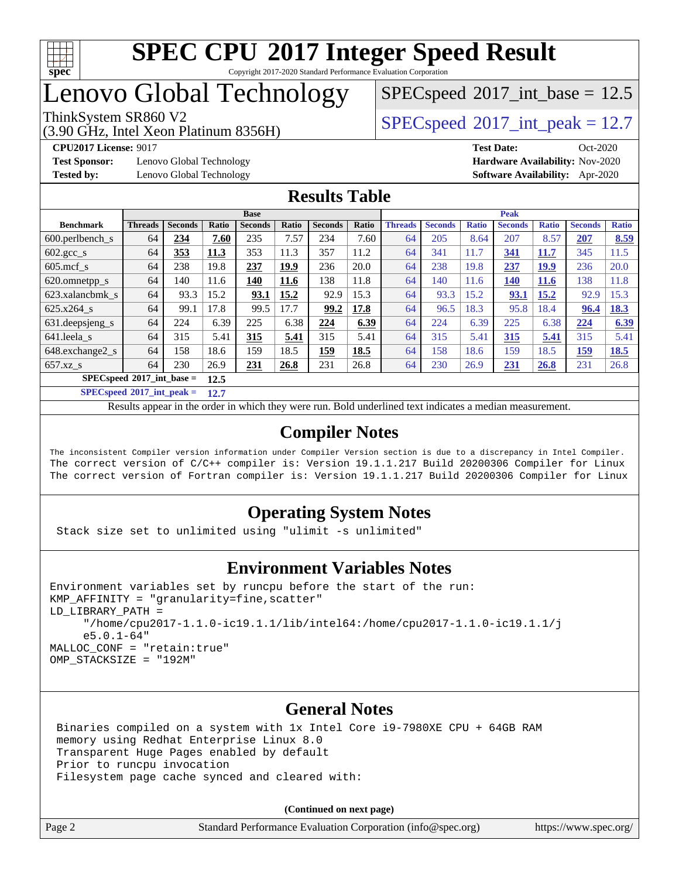# SPEC CPU 2017 Integer Speed Result

Copyright 2017-2020 Standard Performance Evaluation Corporation

# Lenovo Global Technology

ThinkSystem SR860 V2
(3.90 GHz, Intel Xeon Platinum 8356H)

SPECspeed 2017_int_base = 12.5

SPECspeed 2017_int_peak = 12.7

**CPU2017 License:** 9017
**Test Sponsor:** Lenovo Global Technology
**Tested by:** Lenovo Global Technology

**Test Date:** Oct-2020
**Hardware Availability:** Nov-2020
**Software Availability:** Apr-2020

## Results Table

| | Base | | | | | | | Peak | | | | | | |
|---|---|---|---|---|---|---|---|---|---|---|---|---|---|---|
| **Benchmark** | **Threads** | **Seconds** | **Ratio** | **Seconds** | **Ratio** | **Seconds** | **Ratio** | **Threads** | **Seconds** | **Ratio** | **Seconds** | **Ratio** | **Seconds** | **Ratio** |
| 600.perlbench_s | 64 | **234** | **7.60** | 235 | 7.57 | 234 | 7.60 | 64 | 205 | 8.64 | 207 | 8.57 | **207** | **8.59** |
| 602.gcc_s | 64 | **353** | **11.3** | 353 | 11.3 | 357 | 11.2 | 64 | 341 | 11.7 | **341** | **11.7** | 345 | 11.5 |
| 605.mcf_s | 64 | 238 | 19.8 | **237** | **19.9** | 236 | 20.0 | 64 | 238 | 19.8 | **237** | **19.9** | 236 | 20.0 |
| 620.omnetpp_s | 64 | 140 | 11.6 | **140** | **11.6** | 138 | 11.8 | 64 | 140 | 11.6 | **140** | **11.6** | 138 | 11.8 |
| 623.xalancbmk_s | 64 | 93.3 | 15.2 | **93.1** | **15.2** | 92.9 | 15.3 | 64 | 93.3 | 15.2 | **93.1** | **15.2** | 92.9 | 15.3 |
| 625.x264_s | 64 | 99.1 | 17.8 | 99.5 | 17.7 | **99.2** | **17.8** | 64 | 96.5 | 18.3 | 95.8 | 18.4 | **96.4** | **18.3** |
| 631.deepsjeng_s | 64 | 224 | 6.39 | 225 | 6.38 | **224** | **6.39** | 64 | 224 | 6.39 | 225 | 6.38 | **224** | **6.39** |
| 641.leela_s | 64 | 315 | 5.41 | **315** | **5.41** | 315 | 5.41 | 64 | 315 | 5.41 | **315** | **5.41** | 315 | 5.41 |
| 648.exchange2_s | 64 | 158 | 18.6 | 159 | 18.5 | **159** | **18.5** | 64 | 158 | 18.6 | 159 | 18.5 | **159** | **18.5** |
| 657.xz_s | 64 | 230 | 26.9 | **231** | **26.8** | 231 | 26.8 | 64 | 230 | 26.9 | **231** | **26.8** | 231 | 26.8 |

**SPECspeed 2017_int_base = 12.5**

**SPECspeed 2017_int_peak = 12.7**

Results appear in the order in which they were run. Bold underlined text indicates a median measurement.

## Compiler Notes

```
The inconsistent Compiler version information under Compiler Version section is due to a discrepancy in Intel Compiler.
The correct version of C/C++ compiler is: Version 19.1.1.217 Build 20200306 Compiler for Linux
The correct version of Fortran compiler is: Version 19.1.1.217 Build 20200306 Compiler for Linux
```

## Operating System Notes

```
Stack size set to unlimited using "ulimit -s unlimited"
```

## Environment Variables Notes

```
Environment variables set by runcpu before the start of the run:
KMP_AFFINITY = "granularity=fine,scatter"
LD_LIBRARY_PATH =
     "/home/cpu2017-1.1.0-ic19.1.1/lib/intel64:/home/cpu2017-1.1.0-ic19.1.1/j
     e5.0.1-64"
MALLOC_CONF = "retain:true"
OMP_STACKSIZE = "192M"
```

## General Notes

```
Binaries compiled on a system with 1x Intel Core i9-7980XE CPU + 64GB RAM
memory using Redhat Enterprise Linux 8.0
Transparent Huge Pages enabled by default
Prior to runcpu invocation
Filesystem page cache synced and cleared with:
```

**(Continued on next page)**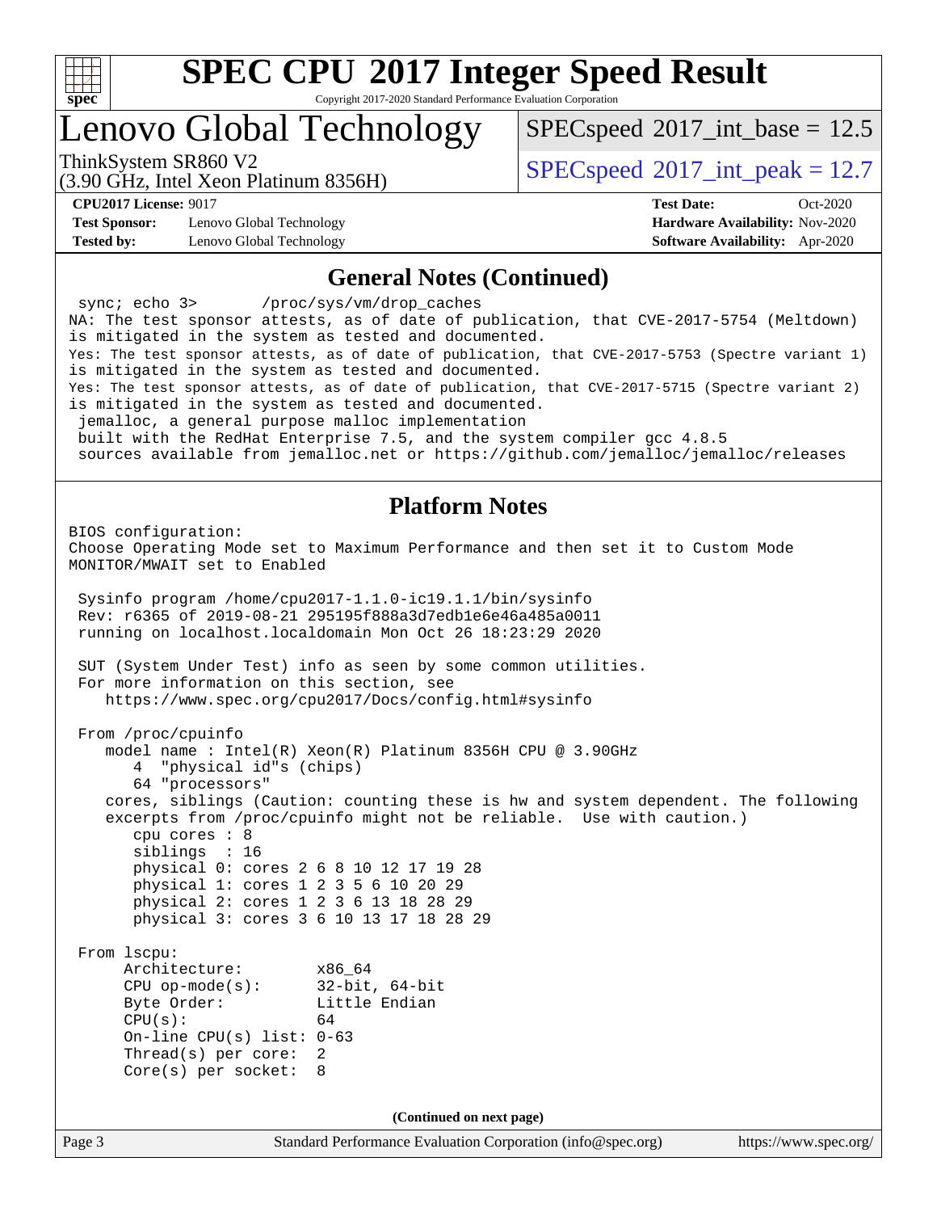## General Notes (Continued)

```
 sync; echo 3>       /proc/sys/vm/drop_caches
NA: The test sponsor attests, as of date of publication, that CVE-2017-5754 (Meltdown)
is mitigated in the system as tested and documented.
Yes: The test sponsor attests, as of date of publication, that CVE-2017-5753 (Spectre variant 1)
is mitigated in the system as tested and documented.
Yes: The test sponsor attests, as of date of publication, that CVE-2017-5715 (Spectre variant 2)
is mitigated in the system as tested and documented.
 jemalloc, a general purpose malloc implementation
 built with the RedHat Enterprise 7.5, and the system compiler gcc 4.8.5
 sources available from jemalloc.net or https://github.com/jemalloc/jemalloc/releases
```

## Platform Notes

```
BIOS configuration:
Choose Operating Mode set to Maximum Performance and then set it to Custom Mode
MONITOR/MWAIT set to Enabled

 Sysinfo program /home/cpu2017-1.1.0-ic19.1.1/bin/sysinfo
 Rev: r6365 of 2019-08-21 295195f888a3d7edb1e6e46a485a0011
 running on localhost.localdomain Mon Oct 26 18:23:29 2020

 SUT (System Under Test) info as seen by some common utilities.
 For more information on this section, see
    https://www.spec.org/cpu2017/Docs/config.html#sysinfo

 From /proc/cpuinfo
    model name : Intel(R) Xeon(R) Platinum 8356H CPU @ 3.90GHz
       4  "physical id"s (chips)
       64 "processors"
    cores, siblings (Caution: counting these is hw and system dependent. The following
    excerpts from /proc/cpuinfo might not be reliable.  Use with caution.)
       cpu cores : 8
       siblings  : 16
       physical 0: cores 2 6 8 10 12 17 19 28
       physical 1: cores 1 2 3 5 6 10 20 29
       physical 2: cores 1 2 3 6 13 18 28 29
       physical 3: cores 3 6 10 13 17 18 28 29

 From lscpu:
      Architecture:          x86_64
      CPU op-mode(s):        32-bit, 64-bit
      Byte Order:            Little Endian
      CPU(s):                64
      On-line CPU(s) list: 0-63
      Thread(s) per core:  2
      Core(s) per socket:  8
```

**(Continued on next page)**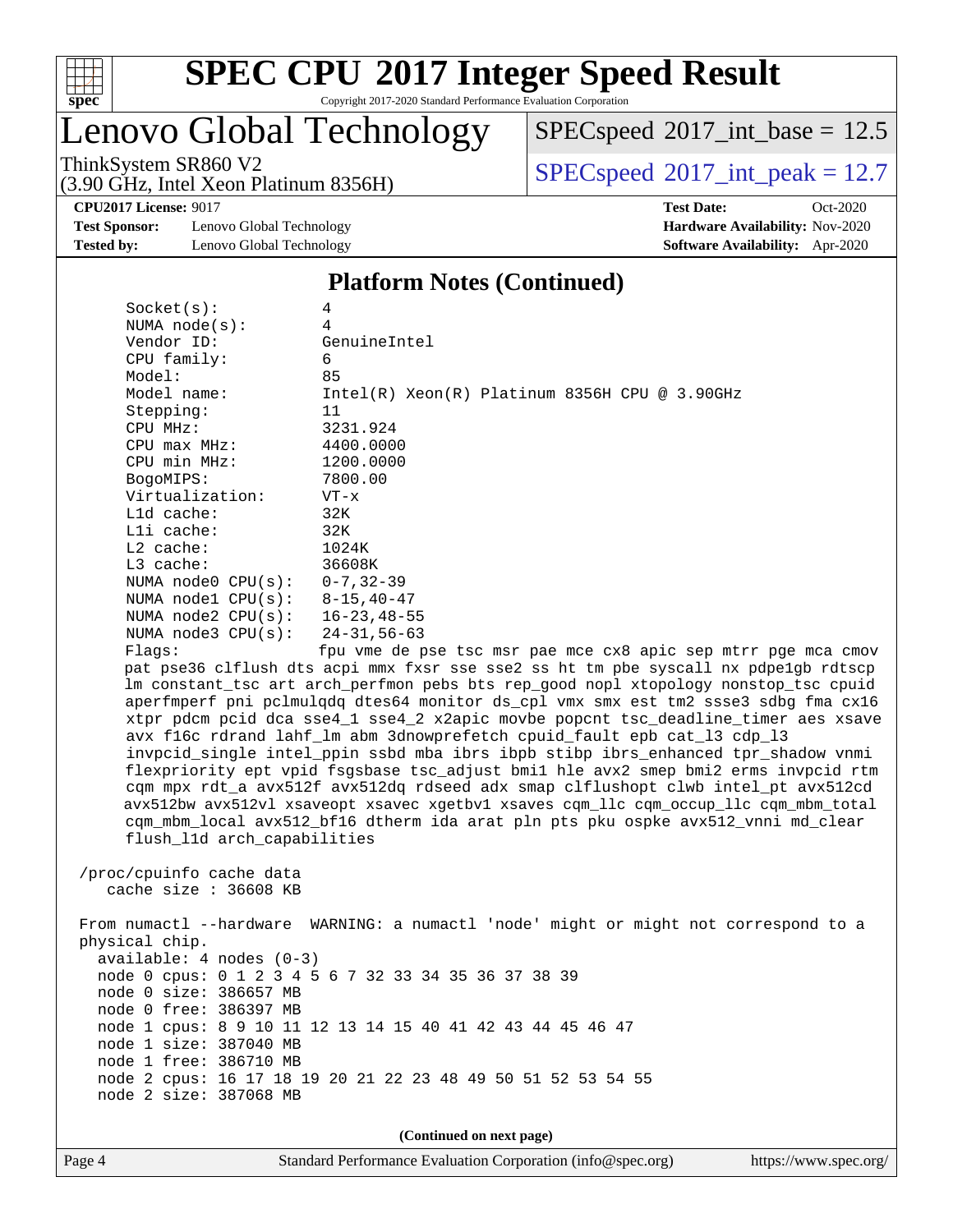## Platform Notes (Continued)

```
    Socket(s):           4
    NUMA node(s):        4
    Vendor ID:           GenuineIntel
    CPU family:          6
    Model:               85
    Model name:          Intel(R) Xeon(R) Platinum 8356H CPU @ 3.90GHz
    Stepping:            11
    CPU MHz:             3231.924
    CPU max MHz:         4400.0000
    CPU min MHz:         1200.0000
    BogoMIPS:            7800.00
    Virtualization:      VT-x
    L1d cache:           32K
    L1i cache:           32K
    L2 cache:            1024K
    L3 cache:            36608K
    NUMA node0 CPU(s):   0-7,32-39
    NUMA node1 CPU(s):   8-15,40-47
    NUMA node2 CPU(s):   16-23,48-55
    NUMA node3 CPU(s):   24-31,56-63
    Flags:               fpu vme de pse tsc msr pae mce cx8 apic sep mtrr pge mca cmov
    pat pse36 clflush dts acpi mmx fxsr sse sse2 ss ht tm pbe syscall nx pdpe1gb rdtscp
    lm constant_tsc art arch_perfmon pebs bts rep_good nopl xtopology nonstop_tsc cpuid
    aperfmperf pni pclmulqdq dtes64 monitor ds_cpl vmx smx est tm2 ssse3 sdbg fma cx16
    xtpr pdcm pcid dca sse4_1 sse4_2 x2apic movbe popcnt tsc_deadline_timer aes xsave
    avx f16c rdrand lahf_lm abm 3dnowprefetch cpuid_fault epb cat_l3 cdp_l3
    invpcid_single intel_ppin ssbd mba ibrs ibpb stibp ibrs_enhanced tpr_shadow vnmi
    flexpriority ept vpid fsgsbase tsc_adjust bmi1 hle avx2 smep bmi2 erms invpcid rtm
    cqm mpx rdt_a avx512f avx512dq rdseed adx smap clflushopt clwb intel_pt avx512cd
    avx512bw avx512vl xsaveopt xsavec xgetbv1 xsaves cqm_llc cqm_occup_llc cqm_mbm_total
    cqm_mbm_local avx512_bf16 dtherm ida arat pln pts pku ospke avx512_vnni md_clear
    flush_l1d arch_capabilities

/proc/cpuinfo cache data
   cache size : 36608 KB

From numactl --hardware  WARNING: a numactl 'node' might or might not correspond to a
physical chip.
  available: 4 nodes (0-3)
  node 0 cpus: 0 1 2 3 4 5 6 7 32 33 34 35 36 37 38 39
  node 0 size: 386657 MB
  node 0 free: 386397 MB
  node 1 cpus: 8 9 10 11 12 13 14 15 40 41 42 43 44 45 46 47
  node 1 size: 387040 MB
  node 1 free: 386710 MB
  node 2 cpus: 16 17 18 19 20 21 22 23 48 49 50 51 52 53 54 55
  node 2 size: 387068 MB
```

**(Continued on next page)**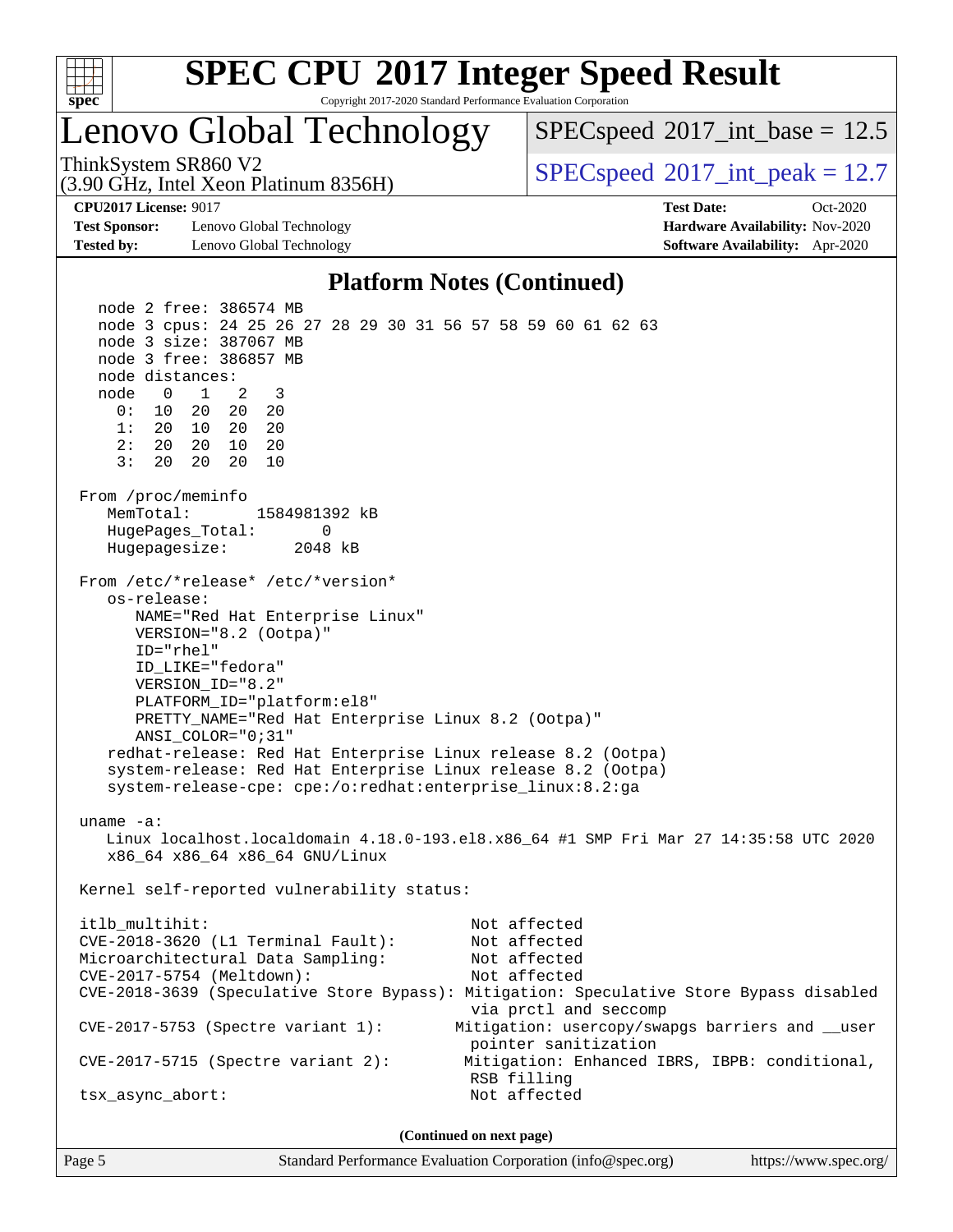## Platform Notes (Continued)

```
   node 2 free: 386574 MB
   node 3 cpus: 24 25 26 27 28 29 30 31 56 57 58 59 60 61 62 63
   node 3 size: 387067 MB
   node 3 free: 386857 MB
   node distances:
   node   0   1   2   3
     0:  10  20  20  20
     1:  20  10  20  20
     2:  20  20  10  20
     3:  20  20  20  10

 From /proc/meminfo
    MemTotal:       1584981392 kB
    HugePages_Total:       0
    Hugepagesize:       2048 kB

 From /etc/*release* /etc/*version*
    os-release:
       NAME="Red Hat Enterprise Linux"
       VERSION="8.2 (Ootpa)"
       ID="rhel"
       ID_LIKE="fedora"
       VERSION_ID="8.2"
       PLATFORM_ID="platform:el8"
       PRETTY_NAME="Red Hat Enterprise Linux 8.2 (Ootpa)"
       ANSI_COLOR="0;31"
    redhat-release: Red Hat Enterprise Linux release 8.2 (Ootpa)
    system-release: Red Hat Enterprise Linux release 8.2 (Ootpa)
    system-release-cpe: cpe:/o:redhat:enterprise_linux:8.2:ga

 uname -a:
    Linux localhost.localdomain 4.18.0-193.el8.x86_64 #1 SMP Fri Mar 27 14:35:58 UTC 2020
    x86_64 x86_64 x86_64 GNU/Linux

 Kernel self-reported vulnerability status:

 itlb_multihit:                                    Not affected
 CVE-2018-3620 (L1 Terminal Fault):                Not affected
 Microarchitectural Data Sampling:                 Not affected
 CVE-2017-5754 (Meltdown):                         Not affected
 CVE-2018-3639 (Speculative Store Bypass): Mitigation: Speculative Store Bypass disabled
                                                   via prctl and seccomp
 CVE-2017-5753 (Spectre variant 1):              Mitigation: usercopy/swapgs barriers and __user
                                                   pointer sanitization
 CVE-2017-5715 (Spectre variant 2):              Mitigation: Enhanced IBRS, IBPB: conditional,
                                                   RSB filling
 tsx_async_abort:                                  Not affected
```

(Continued on next page)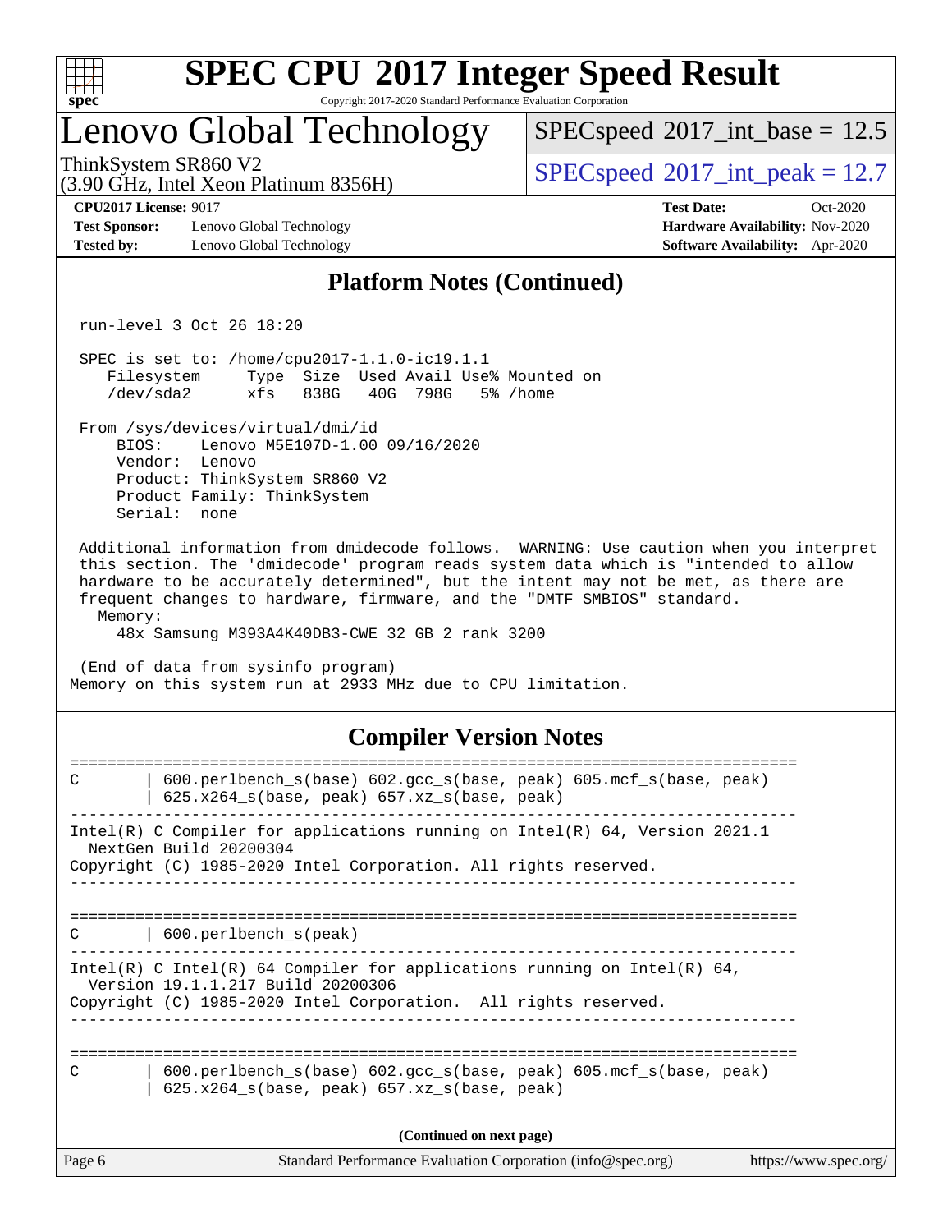# SPEC CPU 2017 Integer Speed Result

Copyright 2017-2020 Standard Performance Evaluation Corporation

## Lenovo Global Technology

ThinkSystem SR860 V2
(3.90 GHz, Intel Xeon Platinum 8356H)

SPECspeed 2017_int_base = 12.5
SPECspeed 2017_int_peak = 12.7

**CPU2017 License:** 9017
**Test Sponsor:** Lenovo Global Technology
**Tested by:** Lenovo Global Technology

**Test Date:** Oct-2020
**Hardware Availability:** Nov-2020
**Software Availability:** Apr-2020

### Platform Notes (Continued)

```
 run-level 3 Oct 26 18:20

 SPEC is set to: /home/cpu2017-1.1.0-ic19.1.1
    Filesystem     Type  Size  Used Avail Use% Mounted on
    /dev/sda2      xfs   838G   40G  798G   5% /home

 From /sys/devices/virtual/dmi/id
     BIOS:    Lenovo M5E107D-1.00 09/16/2020
     Vendor:  Lenovo
     Product: ThinkSystem SR860 V2
     Product Family: ThinkSystem
     Serial:  none

 Additional information from dmidecode follows.  WARNING: Use caution when you interpret
 this section. The 'dmidecode' program reads system data which is "intended to allow
 hardware to be accurately determined", but the intent may not be met, as there are
 frequent changes to hardware, firmware, and the "DMTF SMBIOS" standard.
   Memory:
     48x Samsung M393A4K40DB3-CWE 32 GB 2 rank 3200

 (End of data from sysinfo program)
Memory on this system run at 2933 MHz due to CPU limitation.
```

### Compiler Version Notes

```
==============================================================================
C       | 600.perlbench_s(base) 602.gcc_s(base, peak) 605.mcf_s(base, peak)
        | 625.x264_s(base, peak) 657.xz_s(base, peak)
------------------------------------------------------------------------------
Intel(R) C Compiler for applications running on Intel(R) 64, Version 2021.1
  NextGen Build 20200304
Copyright (C) 1985-2020 Intel Corporation. All rights reserved.
------------------------------------------------------------------------------

==============================================================================
C       | 600.perlbench_s(peak)
------------------------------------------------------------------------------
Intel(R) C Intel(R) 64 Compiler for applications running on Intel(R) 64,
  Version 19.1.1.217 Build 20200306
Copyright (C) 1985-2020 Intel Corporation.  All rights reserved.
------------------------------------------------------------------------------

==============================================================================
C       | 600.perlbench_s(base) 602.gcc_s(base, peak) 605.mcf_s(base, peak)
        | 625.x264_s(base, peak) 657.xz_s(base, peak)
```

(Continued on next page)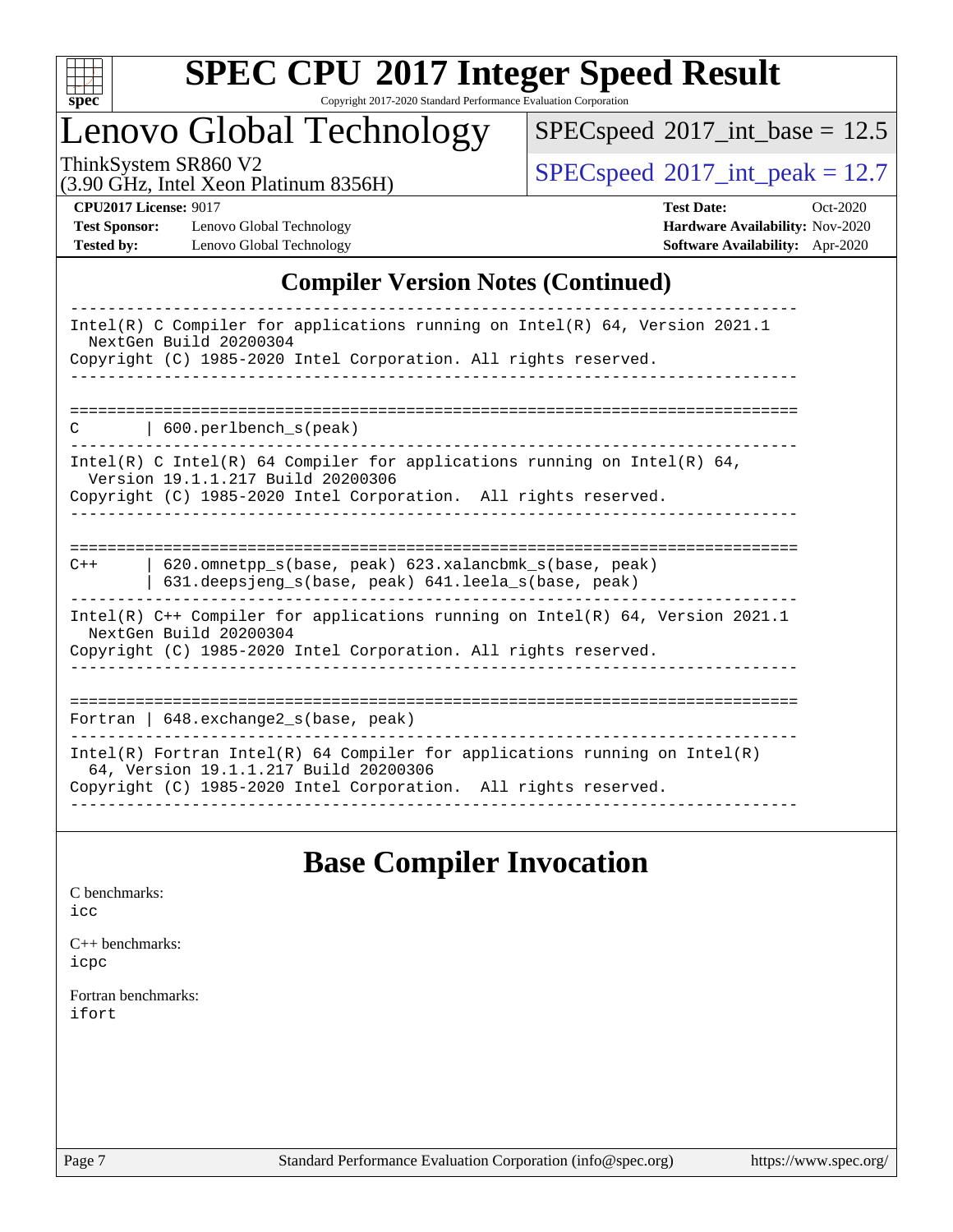## Compiler Version Notes (Continued)

```
------------------------------------------------------------------------------
Intel(R) C Compiler for applications running on Intel(R) 64, Version 2021.1
  NextGen Build 20200304
Copyright (C) 1985-2020 Intel Corporation. All rights reserved.
------------------------------------------------------------------------------

==============================================================================
C       | 600.perlbench_s(peak)
------------------------------------------------------------------------------
Intel(R) C Intel(R) 64 Compiler for applications running on Intel(R) 64,
  Version 19.1.1.217 Build 20200306
Copyright (C) 1985-2020 Intel Corporation.  All rights reserved.
------------------------------------------------------------------------------

==============================================================================
C++     | 620.omnetpp_s(base, peak) 623.xalancbmk_s(base, peak)
        | 631.deepsjeng_s(base, peak) 641.leela_s(base, peak)
------------------------------------------------------------------------------
Intel(R) C++ Compiler for applications running on Intel(R) 64, Version 2021.1
  NextGen Build 20200304
Copyright (C) 1985-2020 Intel Corporation. All rights reserved.
------------------------------------------------------------------------------

==============================================================================
Fortran | 648.exchange2_s(base, peak)
------------------------------------------------------------------------------
Intel(R) Fortran Intel(R) 64 Compiler for applications running on Intel(R)
  64, Version 19.1.1.217 Build 20200306
Copyright (C) 1985-2020 Intel Corporation.  All rights reserved.
------------------------------------------------------------------------------
```

## Base Compiler Invocation

C benchmarks:
icc

C++ benchmarks:
icpc

Fortran benchmarks:
ifort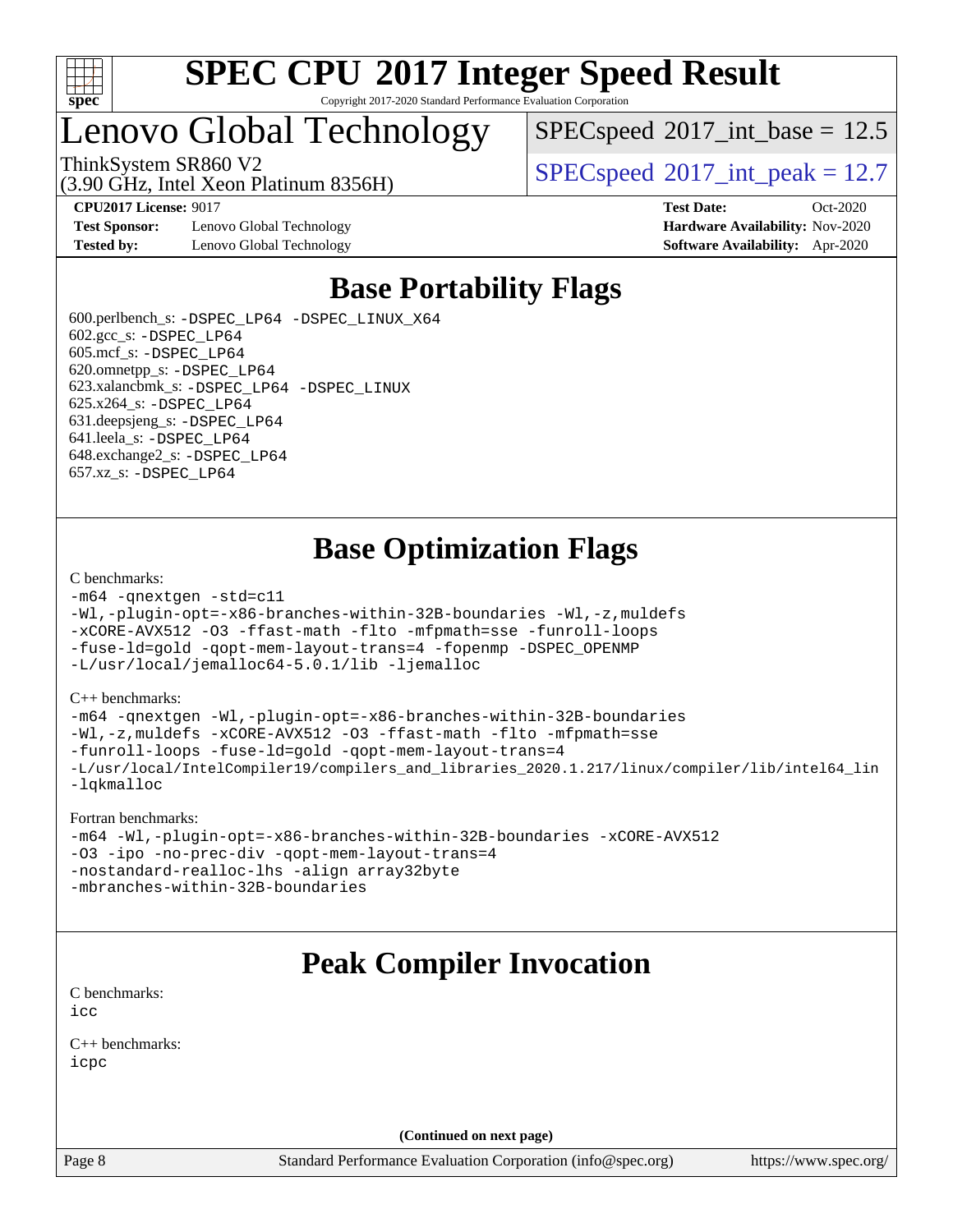# SPEC CPU 2017 Integer Speed Result

Copyright 2017-2020 Standard Performance Evaluation Corporation

# Lenovo Global Technology

ThinkSystem SR860 V2
(3.90 GHz, Intel Xeon Platinum 8356H)

SPECspeed 2017_int_base = 12.5

SPECspeed 2017_int_peak = 12.7

| | | | |
|---|---|---|---|
| **CPU2017 License:** | 9017 | **Test Date:** | Oct-2020 |
| **Test Sponsor:** | Lenovo Global Technology | **Hardware Availability:** | Nov-2020 |
| **Tested by:** | Lenovo Global Technology | **Software Availability:** | Apr-2020 |

## Base Portability Flags

600.perlbench_s: -DSPEC_LP64 -DSPEC_LINUX_X64
602.gcc_s: -DSPEC_LP64
605.mcf_s: -DSPEC_LP64
620.omnetpp_s: -DSPEC_LP64
623.xalancbmk_s: -DSPEC_LP64 -DSPEC_LINUX
625.x264_s: -DSPEC_LP64
631.deepsjeng_s: -DSPEC_LP64
641.leela_s: -DSPEC_LP64
648.exchange2_s: -DSPEC_LP64
657.xz_s: -DSPEC_LP64

## Base Optimization Flags

C benchmarks:

```
-m64 -qnextgen -std=c11
-Wl,-plugin-opt=-x86-branches-within-32B-boundaries -Wl,-z,muldefs
-xCORE-AVX512 -O3 -ffast-math -flto -mfpmath=sse -funroll-loops
-fuse-ld=gold -qopt-mem-layout-trans=4 -fopenmp -DSPEC_OPENMP
-L/usr/local/jemalloc64-5.0.1/lib -ljemalloc
```

C++ benchmarks:

```
-m64 -qnextgen -Wl,-plugin-opt=-x86-branches-within-32B-boundaries
-Wl,-z,muldefs -xCORE-AVX512 -O3 -ffast-math -flto -mfpmath=sse
-funroll-loops -fuse-ld=gold -qopt-mem-layout-trans=4
-L/usr/local/IntelCompiler19/compilers_and_libraries_2020.1.217/linux/compiler/lib/intel64_lin
-lqkmalloc
```

Fortran benchmarks:

```
-m64 -Wl,-plugin-opt=-x86-branches-within-32B-boundaries -xCORE-AVX512
-O3 -ipo -no-prec-div -qopt-mem-layout-trans=4
-nostandard-realloc-lhs -align array32byte
-mbranches-within-32B-boundaries
```

## Peak Compiler Invocation

C benchmarks:

```
icc
```

C++ benchmarks:

```
icpc
```

**(Continued on next page)**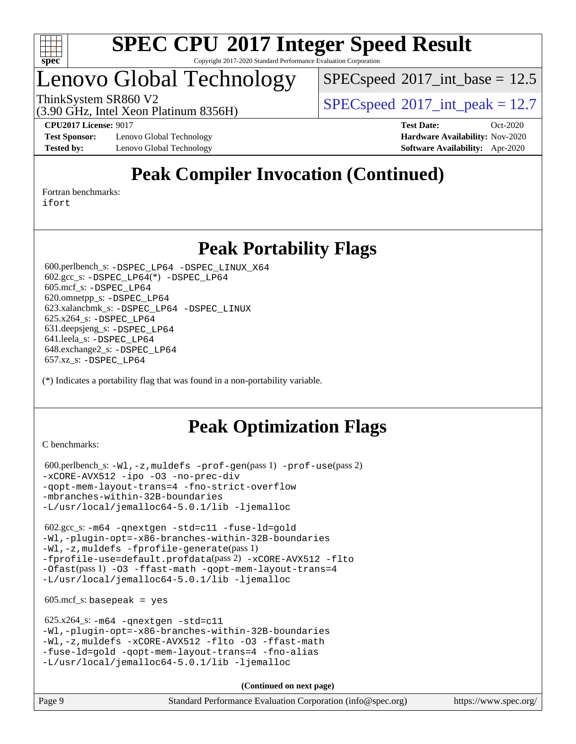# SPEC CPU 2017 Integer Speed Result

Copyright 2017-2020 Standard Performance Evaluation Corporation

## Lenovo Global Technology

ThinkSystem SR860 V2
(3.90 GHz, Intel Xeon Platinum 8356H)

SPECspeed 2017_int_base = 12.5

SPECspeed 2017_int_peak = 12.7

**CPU2017 License:** 9017
**Test Sponsor:** Lenovo Global Technology
**Tested by:** Lenovo Global Technology

**Test Date:** Oct-2020
**Hardware Availability:** Nov-2020
**Software Availability:** Apr-2020

## Peak Compiler Invocation (Continued)

Fortran benchmarks:
`ifort`

## Peak Portability Flags

600.perlbench_s: `-DSPEC_LP64 -DSPEC_LINUX_X64`
602.gcc_s: `-DSPEC_LP64`(*) `-DSPEC_LP64`
605.mcf_s: `-DSPEC_LP64`
620.omnetpp_s: `-DSPEC_LP64`
623.xalancbmk_s: `-DSPEC_LP64 -DSPEC_LINUX`
625.x264_s: `-DSPEC_LP64`
631.deepsjeng_s: `-DSPEC_LP64`
641.leela_s: `-DSPEC_LP64`
648.exchange2_s: `-DSPEC_LP64`
657.xz_s: `-DSPEC_LP64`

(*) Indicates a portability flag that was found in a non-portability variable.

## Peak Optimization Flags

C benchmarks:

600.perlbench_s: `-Wl,-z,muldefs -prof-gen`(pass 1) `-prof-use`(pass 2) `-xCORE-AVX512 -ipo -O3 -no-prec-div -qopt-mem-layout-trans=4 -fno-strict-overflow -mbranches-within-32B-boundaries -L/usr/local/jemalloc64-5.0.1/lib -ljemalloc`

602.gcc_s: `-m64 -qnextgen -std=c11 -fuse-ld=gold -Wl,-plugin-opt=-x86-branches-within-32B-boundaries -Wl,-z,muldefs -fprofile-generate`(pass 1) `-fprofile-use=default.profdata`(pass 2) `-xCORE-AVX512 -flto -Ofast`(pass 1) `-O3 -ffast-math -qopt-mem-layout-trans=4 -L/usr/local/jemalloc64-5.0.1/lib -ljemalloc`

605.mcf_s: `basepeak = yes`

625.x264_s: `-m64 -qnextgen -std=c11 -Wl,-plugin-opt=-x86-branches-within-32B-boundaries -Wl,-z,muldefs -xCORE-AVX512 -flto -O3 -ffast-math -fuse-ld=gold -qopt-mem-layout-trans=4 -fno-alias -L/usr/local/jemalloc64-5.0.1/lib -ljemalloc`

**(Continued on next page)**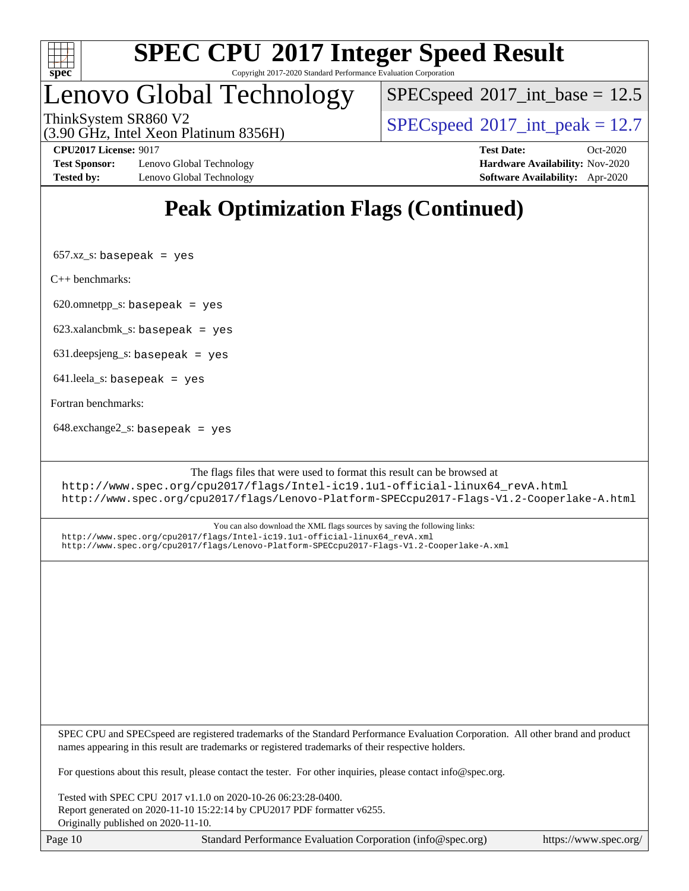# Peak Optimization Flags (Continued)

657.xz_s: basepeak = yes

C++ benchmarks:

620.omnetpp_s: basepeak = yes

623.xalancbmk_s: basepeak = yes

631.deepsjeng_s: basepeak = yes

641.leela_s: basepeak = yes

Fortran benchmarks:

648.exchange2_s: basepeak = yes

The flags files that were used to format this result can be browsed at
http://www.spec.org/cpu2017/flags/Intel-ic19.1u1-official-linux64_revA.html
http://www.spec.org/cpu2017/flags/Lenovo-Platform-SPECcpu2017-Flags-V1.2-Cooperlake-A.html

You can also download the XML flags sources by saving the following links:
http://www.spec.org/cpu2017/flags/Intel-ic19.1u1-official-linux64_revA.xml
http://www.spec.org/cpu2017/flags/Lenovo-Platform-SPECcpu2017-Flags-V1.2-Cooperlake-A.xml

SPEC CPU and SPECspeed are registered trademarks of the Standard Performance Evaluation Corporation. All other brand and product names appearing in this result are trademarks or registered trademarks of their respective holders.

For questions about this result, please contact the tester. For other inquiries, please contact info@spec.org.

Tested with SPEC CPU 2017 v1.1.0 on 2020-10-26 06:23:28-0400.
Report generated on 2020-11-10 15:22:14 by CPU2017 PDF formatter v6255.
Originally published on 2020-11-10.